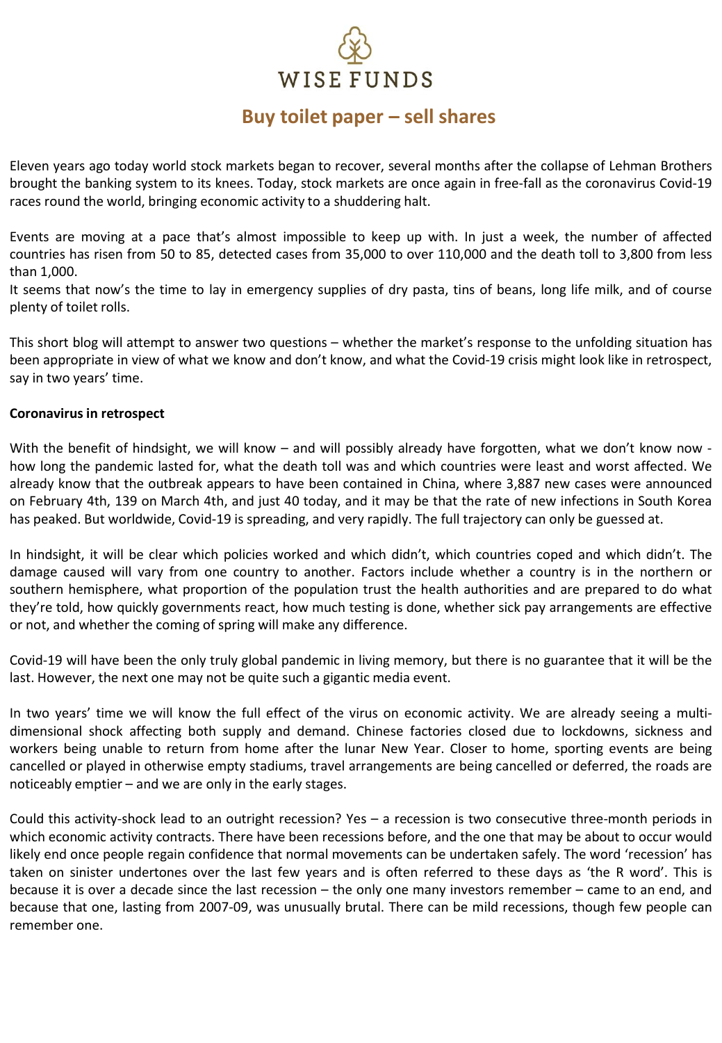WISE FUNDS

# Buy toilet paper – sell shares

Eleven years ago today world stock markets began to recover, several months after the collapse of Lehman Brothers brought the banking system to its knees. Today, stock markets are once again in free-fall as the coronavirus Covid-19 races round the world, bringing economic activity to a shuddering halt.

Events are moving at a pace that's almost impossible to keep up with. In just a week, the number of affected countries has risen from 50 to 85, detected cases from 35,000 to over 110,000 and the death toll to 3,800 from less than 1,000.
It seems that now's the time to lay in emergency supplies of dry pasta, tins of beans, long life milk, and of course plenty of toilet rolls.

This short blog will attempt to answer two questions – whether the market's response to the unfolding situation has been appropriate in view of what we know and don't know, and what the Covid-19 crisis might look like in retrospect, say in two years' time.

**Coronavirus in retrospect**

With the benefit of hindsight, we will know – and will possibly already have forgotten, what we don't know now - how long the pandemic lasted for, what the death toll was and which countries were least and worst affected. We already know that the outbreak appears to have been contained in China, where 3,887 new cases were announced on February 4th, 139 on March 4th, and just 40 today, and it may be that the rate of new infections in South Korea has peaked. But worldwide, Covid-19 is spreading, and very rapidly. The full trajectory can only be guessed at.

In hindsight, it will be clear which policies worked and which didn't, which countries coped and which didn't. The damage caused will vary from one country to another. Factors include whether a country is in the northern or southern hemisphere, what proportion of the population trust the health authorities and are prepared to do what they're told, how quickly governments react, how much testing is done, whether sick pay arrangements are effective or not, and whether the coming of spring will make any difference.

Covid-19 will have been the only truly global pandemic in living memory, but there is no guarantee that it will be the last. However, the next one may not be quite such a gigantic media event.

In two years' time we will know the full effect of the virus on economic activity. We are already seeing a multi-dimensional shock affecting both supply and demand. Chinese factories closed due to lockdowns, sickness and workers being unable to return from home after the lunar New Year. Closer to home, sporting events are being cancelled or played in otherwise empty stadiums, travel arrangements are being cancelled or deferred, the roads are noticeably emptier – and we are only in the early stages.

Could this activity-shock lead to an outright recession? Yes – a recession is two consecutive three-month periods in which economic activity contracts. There have been recessions before, and the one that may be about to occur would likely end once people regain confidence that normal movements can be undertaken safely. The word 'recession' has taken on sinister undertones over the last few years and is often referred to these days as 'the R word'. This is because it is over a decade since the last recession – the only one many investors remember – came to an end, and because that one, lasting from 2007-09, was unusually brutal. There can be mild recessions, though few people can remember one.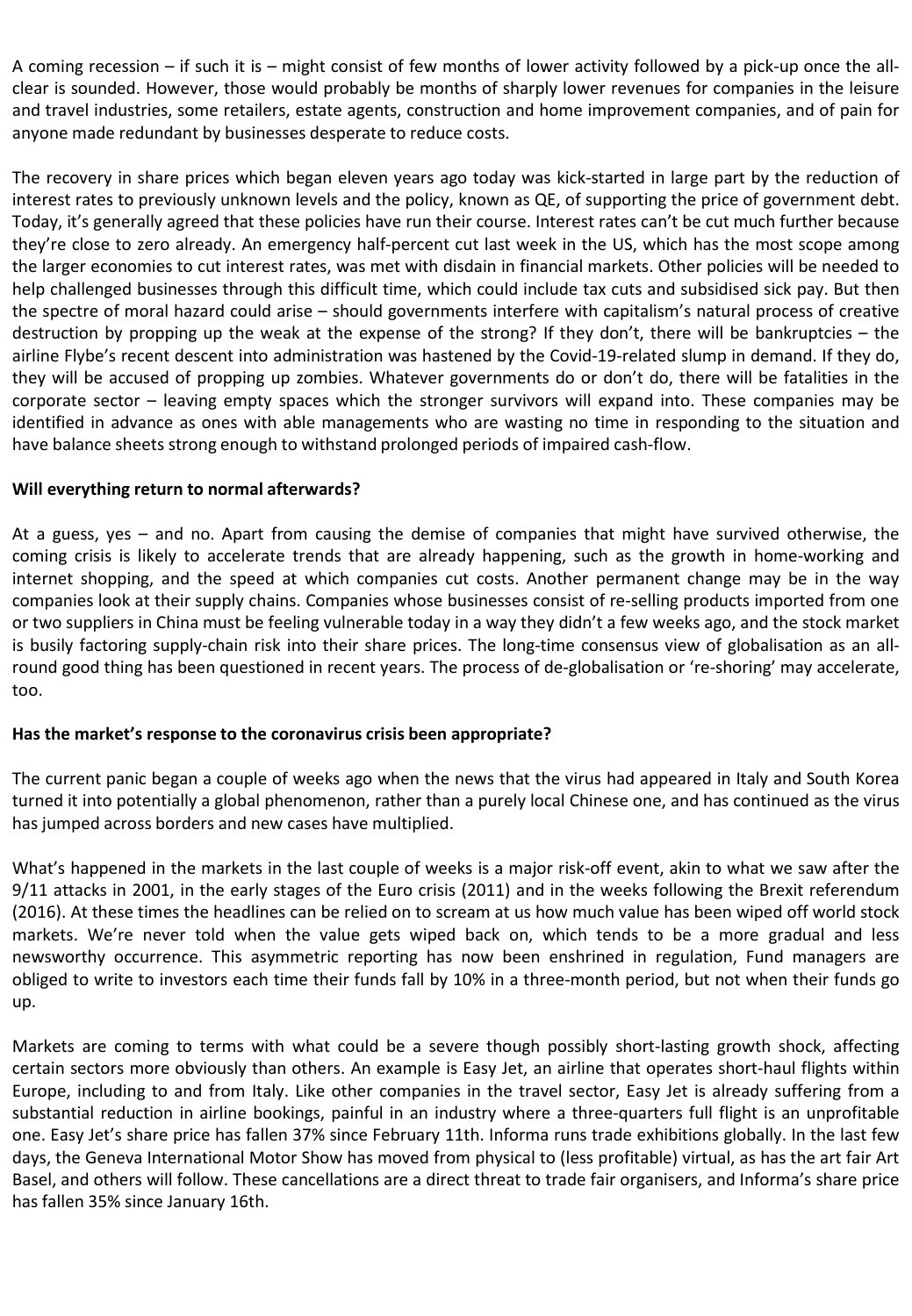A coming recession – if such it is – might consist of few months of lower activity followed by a pick-up once the all-clear is sounded. However, those would probably be months of sharply lower revenues for companies in the leisure and travel industries, some retailers, estate agents, construction and home improvement companies, and of pain for anyone made redundant by businesses desperate to reduce costs.

The recovery in share prices which began eleven years ago today was kick-started in large part by the reduction of interest rates to previously unknown levels and the policy, known as QE, of supporting the price of government debt. Today, it's generally agreed that these policies have run their course. Interest rates can't be cut much further because they're close to zero already. An emergency half-percent cut last week in the US, which has the most scope among the larger economies to cut interest rates, was met with disdain in financial markets. Other policies will be needed to help challenged businesses through this difficult time, which could include tax cuts and subsidised sick pay. But then the spectre of moral hazard could arise – should governments interfere with capitalism's natural process of creative destruction by propping up the weak at the expense of the strong? If they don't, there will be bankruptcies – the airline Flybe's recent descent into administration was hastened by the Covid-19-related slump in demand. If they do, they will be accused of propping up zombies. Whatever governments do or don't do, there will be fatalities in the corporate sector – leaving empty spaces which the stronger survivors will expand into. These companies may be identified in advance as ones with able managements who are wasting no time in responding to the situation and have balance sheets strong enough to withstand prolonged periods of impaired cash-flow.

**Will everything return to normal afterwards?**

At a guess, yes – and no. Apart from causing the demise of companies that might have survived otherwise, the coming crisis is likely to accelerate trends that are already happening, such as the growth in home-working and internet shopping, and the speed at which companies cut costs. Another permanent change may be in the way companies look at their supply chains. Companies whose businesses consist of re-selling products imported from one or two suppliers in China must be feeling vulnerable today in a way they didn't a few weeks ago, and the stock market is busily factoring supply-chain risk into their share prices. The long-time consensus view of globalisation as an all-round good thing has been questioned in recent years. The process of de-globalisation or 're-shoring' may accelerate, too.

**Has the market's response to the coronavirus crisis been appropriate?**

The current panic began a couple of weeks ago when the news that the virus had appeared in Italy and South Korea turned it into potentially a global phenomenon, rather than a purely local Chinese one, and has continued as the virus has jumped across borders and new cases have multiplied.

What's happened in the markets in the last couple of weeks is a major risk-off event, akin to what we saw after the 9/11 attacks in 2001, in the early stages of the Euro crisis (2011) and in the weeks following the Brexit referendum (2016). At these times the headlines can be relied on to scream at us how much value has been wiped off world stock markets. We're never told when the value gets wiped back on, which tends to be a more gradual and less newsworthy occurrence. This asymmetric reporting has now been enshrined in regulation, Fund managers are obliged to write to investors each time their funds fall by 10% in a three-month period, but not when their funds go up.

Markets are coming to terms with what could be a severe though possibly short-lasting growth shock, affecting certain sectors more obviously than others. An example is Easy Jet, an airline that operates short-haul flights within Europe, including to and from Italy. Like other companies in the travel sector, Easy Jet is already suffering from a substantial reduction in airline bookings, painful in an industry where a three-quarters full flight is an unprofitable one. Easy Jet's share price has fallen 37% since February 11th. Informa runs trade exhibitions globally. In the last few days, the Geneva International Motor Show has moved from physical to (less profitable) virtual, as has the art fair Art Basel, and others will follow. These cancellations are a direct threat to trade fair organisers, and Informa's share price has fallen 35% since January 16th.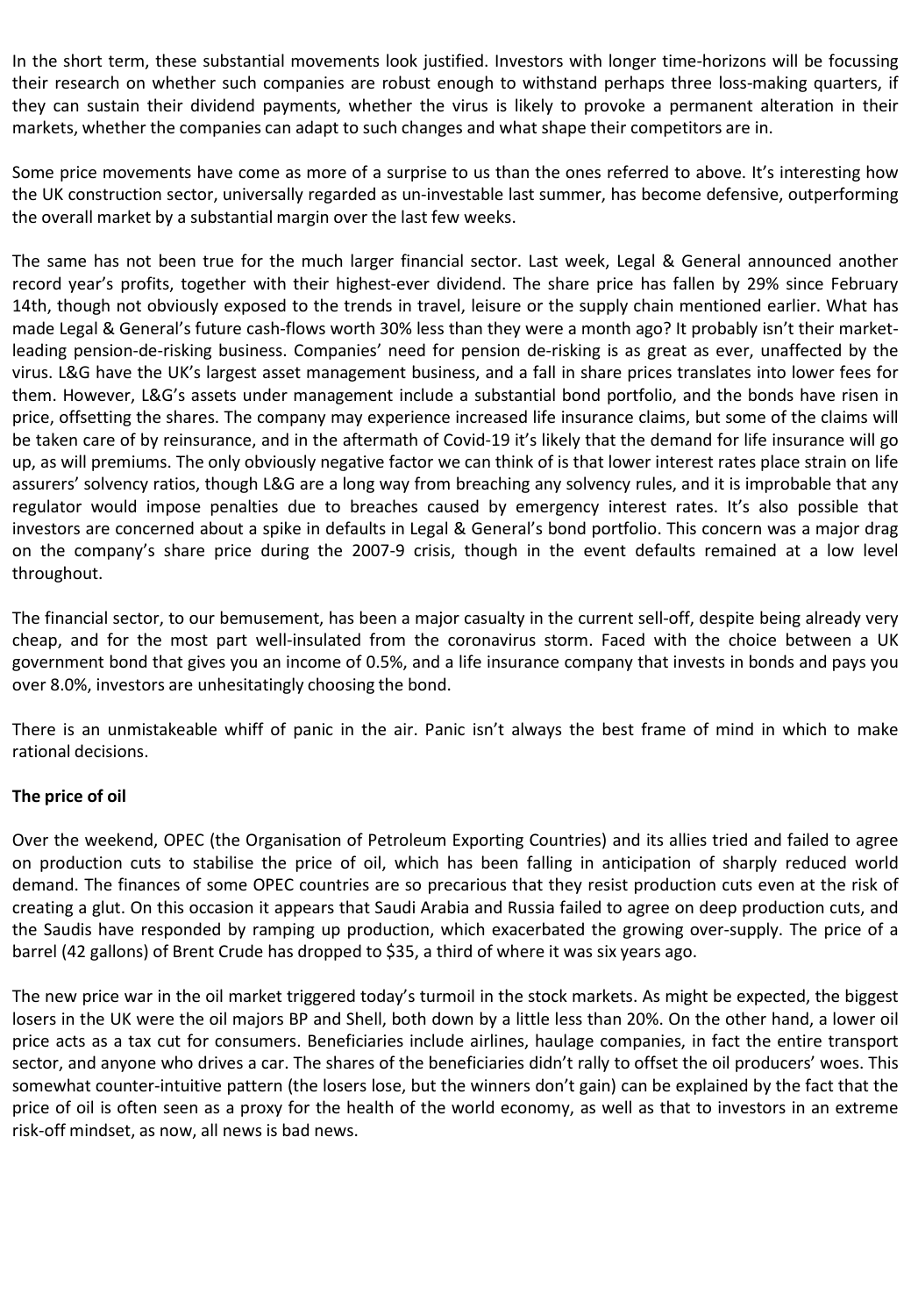In the short term, these substantial movements look justified. Investors with longer time-horizons will be focussing their research on whether such companies are robust enough to withstand perhaps three loss-making quarters, if they can sustain their dividend payments, whether the virus is likely to provoke a permanent alteration in their markets, whether the companies can adapt to such changes and what shape their competitors are in.

Some price movements have come as more of a surprise to us than the ones referred to above. It's interesting how the UK construction sector, universally regarded as un-investable last summer, has become defensive, outperforming the overall market by a substantial margin over the last few weeks.

The same has not been true for the much larger financial sector. Last week, Legal & General announced another record year's profits, together with their highest-ever dividend. The share price has fallen by 29% since February 14th, though not obviously exposed to the trends in travel, leisure or the supply chain mentioned earlier. What has made Legal & General's future cash-flows worth 30% less than they were a month ago? It probably isn't their market-leading pension-de-risking business. Companies' need for pension de-risking is as great as ever, unaffected by the virus. L&G have the UK's largest asset management business, and a fall in share prices translates into lower fees for them. However, L&G's assets under management include a substantial bond portfolio, and the bonds have risen in price, offsetting the shares. The company may experience increased life insurance claims, but some of the claims will be taken care of by reinsurance, and in the aftermath of Covid-19 it's likely that the demand for life insurance will go up, as will premiums. The only obviously negative factor we can think of is that lower interest rates place strain on life assurers' solvency ratios, though L&G are a long way from breaching any solvency rules, and it is improbable that any regulator would impose penalties due to breaches caused by emergency interest rates. It's also possible that investors are concerned about a spike in defaults in Legal & General's bond portfolio. This concern was a major drag on the company's share price during the 2007-9 crisis, though in the event defaults remained at a low level throughout.

The financial sector, to our bemusement, has been a major casualty in the current sell-off, despite being already very cheap, and for the most part well-insulated from the coronavirus storm. Faced with the choice between a UK government bond that gives you an income of 0.5%, and a life insurance company that invests in bonds and pays you over 8.0%, investors are unhesitatingly choosing the bond.

There is an unmistakeable whiff of panic in the air. Panic isn't always the best frame of mind in which to make rational decisions.

**The price of oil**

Over the weekend, OPEC (the Organisation of Petroleum Exporting Countries) and its allies tried and failed to agree on production cuts to stabilise the price of oil, which has been falling in anticipation of sharply reduced world demand. The finances of some OPEC countries are so precarious that they resist production cuts even at the risk of creating a glut. On this occasion it appears that Saudi Arabia and Russia failed to agree on deep production cuts, and the Saudis have responded by ramping up production, which exacerbated the growing over-supply. The price of a barrel (42 gallons) of Brent Crude has dropped to $35, a third of where it was six years ago.

The new price war in the oil market triggered today's turmoil in the stock markets. As might be expected, the biggest losers in the UK were the oil majors BP and Shell, both down by a little less than 20%. On the other hand, a lower oil price acts as a tax cut for consumers. Beneficiaries include airlines, haulage companies, in fact the entire transport sector, and anyone who drives a car. The shares of the beneficiaries didn't rally to offset the oil producers' woes. This somewhat counter-intuitive pattern (the losers lose, but the winners don't gain) can be explained by the fact that the price of oil is often seen as a proxy for the health of the world economy, as well as that to investors in an extreme risk-off mindset, as now, all news is bad news.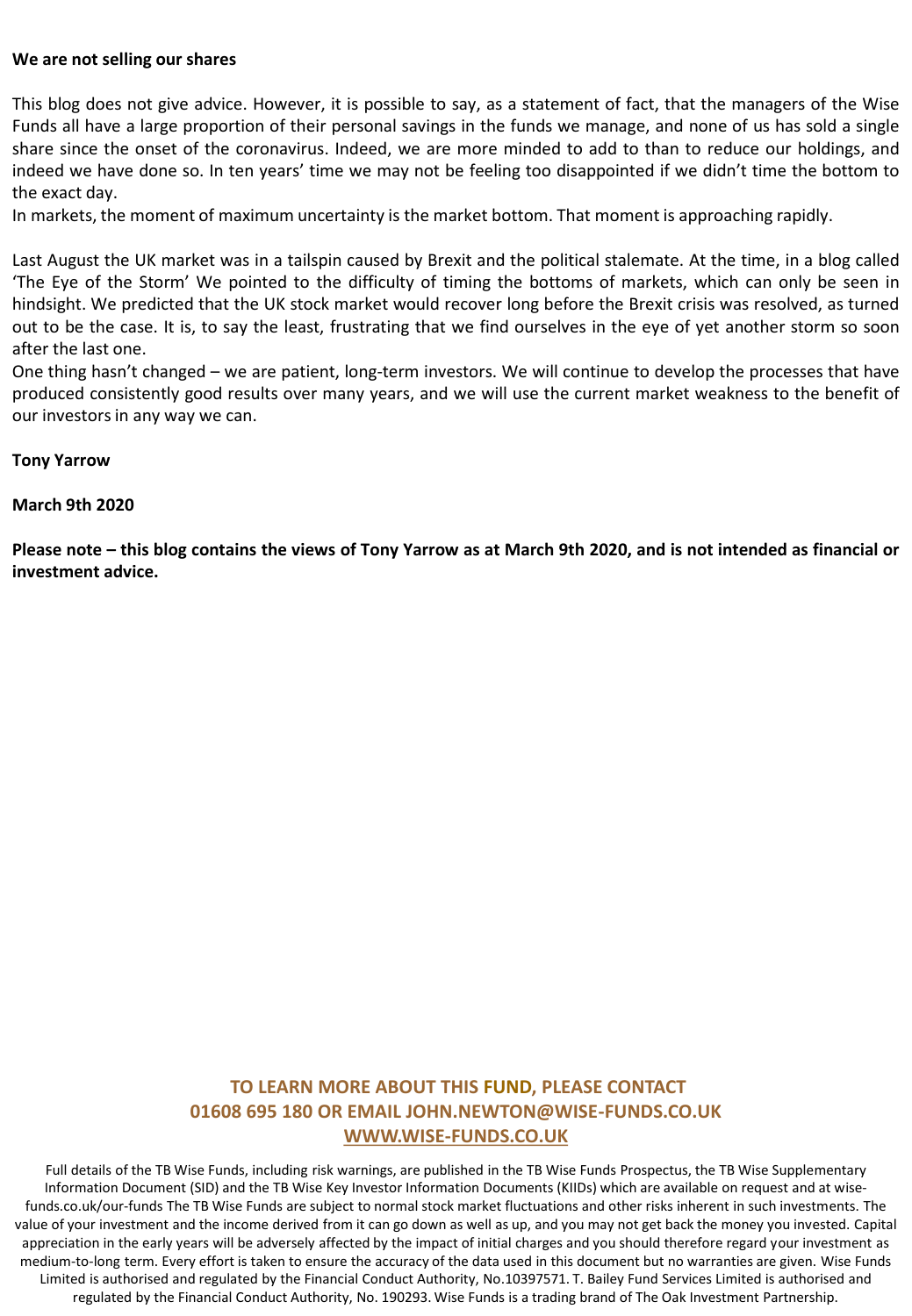**We are not selling our shares**

This blog does not give advice. However, it is possible to say, as a statement of fact, that the managers of the Wise Funds all have a large proportion of their personal savings in the funds we manage, and none of us has sold a single share since the onset of the coronavirus. Indeed, we are more minded to add to than to reduce our holdings, and indeed we have done so. In ten years' time we may not be feeling too disappointed if we didn't time the bottom to the exact day.
In markets, the moment of maximum uncertainty is the market bottom. That moment is approaching rapidly.

Last August the UK market was in a tailspin caused by Brexit and the political stalemate. At the time, in a blog called 'The Eye of the Storm' We pointed to the difficulty of timing the bottoms of markets, which can only be seen in hindsight. We predicted that the UK stock market would recover long before the Brexit crisis was resolved, as turned out to be the case. It is, to say the least, frustrating that we find ourselves in the eye of yet another storm so soon after the last one.
One thing hasn't changed – we are patient, long-term investors. We will continue to develop the processes that have produced consistently good results over many years, and we will use the current market weakness to the benefit of our investors in any way we can.

**Tony Yarrow**

**March 9th 2020**

**Please note – this blog contains the views of Tony Yarrow as at March 9th 2020, and is not intended as financial or investment advice.**

**TO LEARN MORE ABOUT THIS FUND, PLEASE CONTACT**
**01608 695 180 OR EMAIL JOHN.NEWTON@WISE-FUNDS.CO.UK**
**WWW.WISE-FUNDS.CO.UK**

Full details of the TB Wise Funds, including risk warnings, are published in the TB Wise Funds Prospectus, the TB Wise Supplementary Information Document (SID) and the TB Wise Key Investor Information Documents (KIIDs) which are available on request and at wise-funds.co.uk/our-funds The TB Wise Funds are subject to normal stock market fluctuations and other risks inherent in such investments. The value of your investment and the income derived from it can go down as well as up, and you may not get back the money you invested. Capital appreciation in the early years will be adversely affected by the impact of initial charges and you should therefore regard your investment as medium-to-long term. Every effort is taken to ensure the accuracy of the data used in this document but no warranties are given. Wise Funds Limited is authorised and regulated by the Financial Conduct Authority, No.10397571. T. Bailey Fund Services Limited is authorised and regulated by the Financial Conduct Authority, No. 190293. Wise Funds is a trading brand of The Oak Investment Partnership.